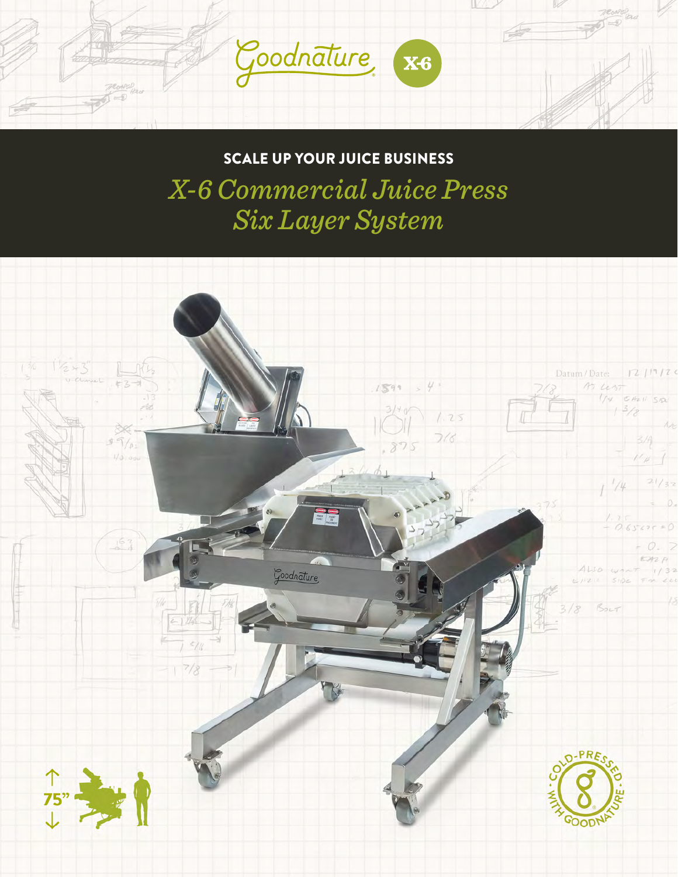Goodnature X-6

SCALE UP YOUR JUICE BUSINESS

# *X-6 Commercial Juice Press Six Layer System*

75"

COLD-PRESSED WITH GOODNATURE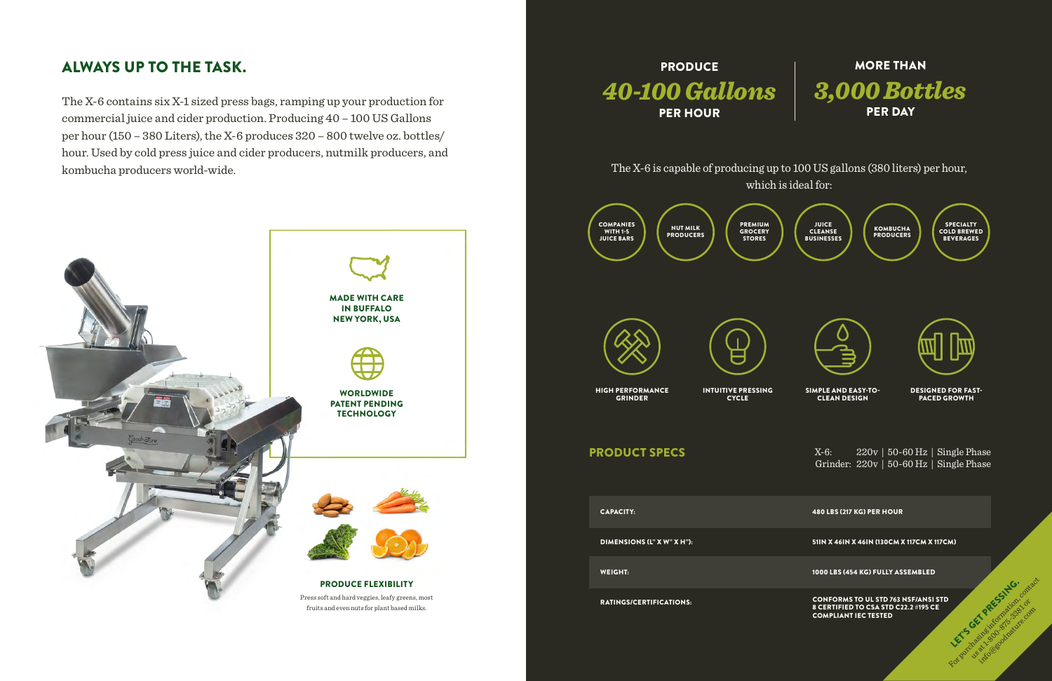## ALWAYS UP TO THE TASK.

The X-6 contains six X-1 sized press bags, ramping up your production for commercial juice and cider production. Producing 40 – 100 US Gallons per hour (150 – 380 Liters), the X-6 produces 320 – 800 twelve oz. bottles/hour. Used by cold press juice and cider producers, nutmilk producers, and kombucha producers world-wide.

**MADE WITH CARE IN BUFFALO NEW YORK, USA**

**WORLDWIDE PATENT PENDING TECHNOLOGY**

**PRODUCE FLEXIBILITY**

Press soft and hard veggies, leafy greens, most fruits and even nuts for plant based milks.

**PRODUCE** *40-100 Gallons* **PER HOUR**

**MORE THAN** *3,000 Bottles* **PER DAY**

The X-6 is capable of producing up to 100 US gallons (380 liters) per hour, which is ideal for:

- COMPANIES WITH 1-5 JUICE BARS
- NUT MILK PRODUCERS
- PREMIUM GROCERY STORES
- JUICE CLEANSE BUSINESSES
- KOMBUCHA PRODUCERS
- SPECIALTY COLD BREWED BEVERAGES

- HIGH PERFORMANCE GRINDER
- INTUITIVE PRESSING CYCLE
- SIMPLE AND EASY-TO-CLEAN DESIGN
- DESIGNED FOR FAST-PACED GROWTH

## PRODUCT SPECS

X-6: 220v | 50-60 Hz | Single Phase
Grinder: 220v | 50-60 Hz | Single Phase

| | |
|---|---|
| CAPACITY: | 480 LBS (217 KG) PER HOUR |
| DIMENSIONS (L" X W" X H"): | 51IN X 46IN X 46IN (130CM X 117CM X 117CM) |
| WEIGHT: | 1000 LBS (454 KG) FULLY ASSEMBLED |
| RATINGS/CERTIFICATIONS: | CONFORMS TO UL STD 763 NSF/ANSI STD 8 CERTIFIED TO CSA STD C22.2 #195 CE COMPLIANT IEC TESTED |

**LET'S GET PRESSING.**
For purchasing information, contact us at 1-800-875-3381 or info@goodnature.com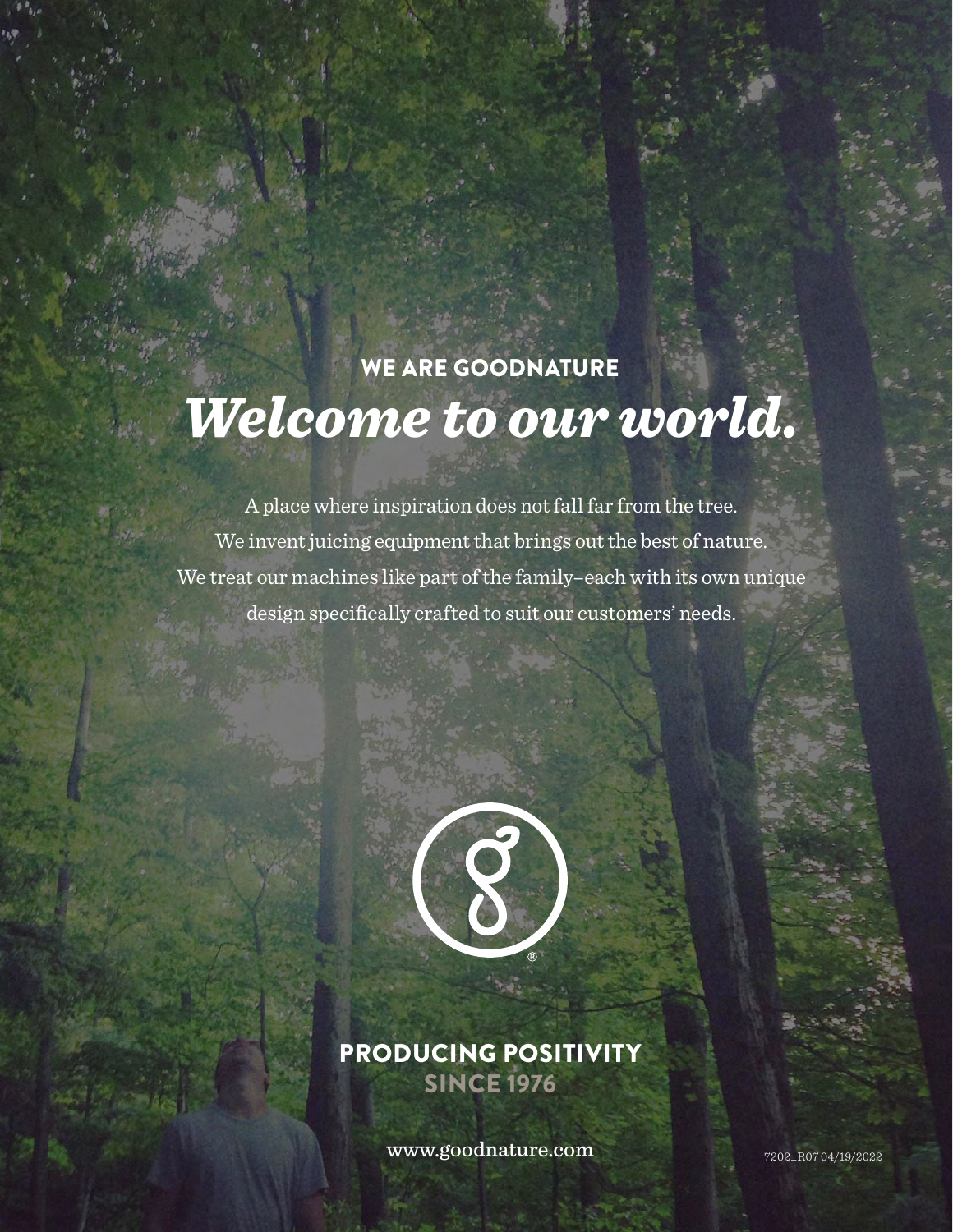## WE ARE GOODNATURE

# *Welcome to our world.*

A place where inspiration does not fall far from the tree.
We invent juicing equipment that brings out the best of nature.
We treat our machines like part of the family–each with its own unique design specifically crafted to suit our customers' needs.

**PRODUCING POSITIVITY**
**SINCE 1976**

www.goodnature.com

7202_R07 04/19/2022